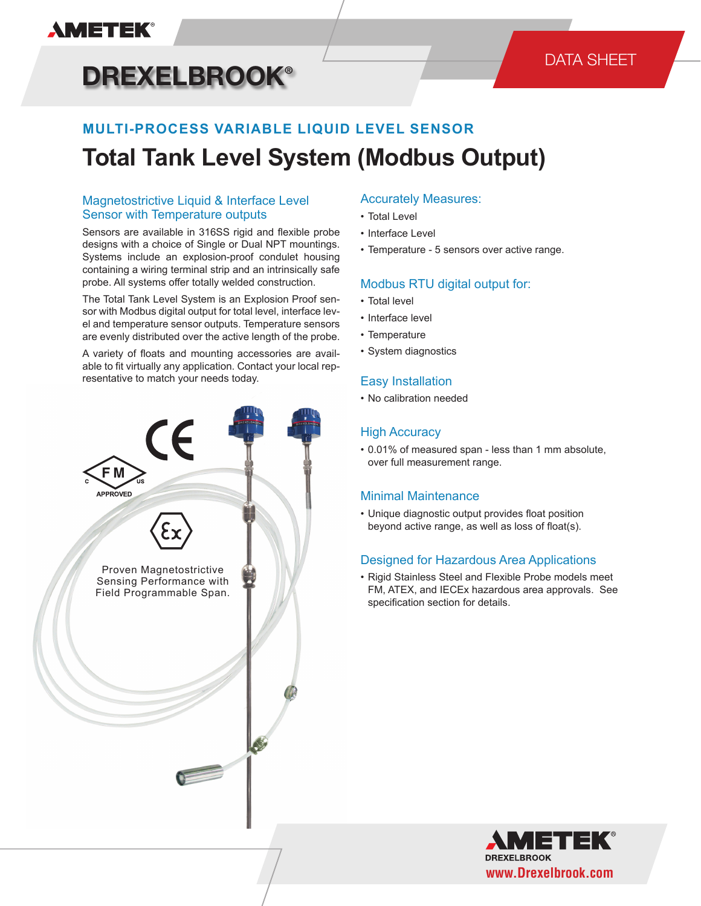AMETEK®

# DREXELBROOK®

DATA SHEET

### MULTI-PROCESS VARIABLE LIQUID LEVEL SENSOR

# Total Tank Level System (Modbus Output)

## Magnetostrictive Liquid & Interface Level Sensor with Temperature outputs

Sensors are available in 316SS rigid and flexible probe designs with a choice of Single or Dual NPT mountings. Systems include an explosion-proof condulet housing containing a wiring terminal strip and an intrinsically safe probe. All systems offer totally welded construction.

The Total Tank Level System is an Explosion Proof sensor with Modbus digital output for total level, interface level and temperature sensor outputs. Temperature sensors are evenly distributed over the active length of the probe.

A variety of floats and mounting accessories are available to fit virtually any application. Contact your local representative to match your needs today.

FM APPROVED

Proven Magnetostrictive Sensing Performance with Field Programmable Span.

## Accurately Measures:

- Total Level
- Interface Level
- Temperature - 5 sensors over active range.

## Modbus RTU digital output for:

- Total level
- Interface level
- Temperature
- System diagnostics

## Easy Installation

- No calibration needed

## High Accuracy

- 0.01% of measured span - less than 1 mm absolute, over full measurement range.

## Minimal Maintenance

- Unique diagnostic output provides float position beyond active range, as well as loss of float(s).

## Designed for Hazardous Area Applications

- Rigid Stainless Steel and Flexible Probe models meet FM, ATEX, and IECEx hazardous area approvals. See specification section for details.

AMETEK® DREXELBROOK

www.Drexelbrook.com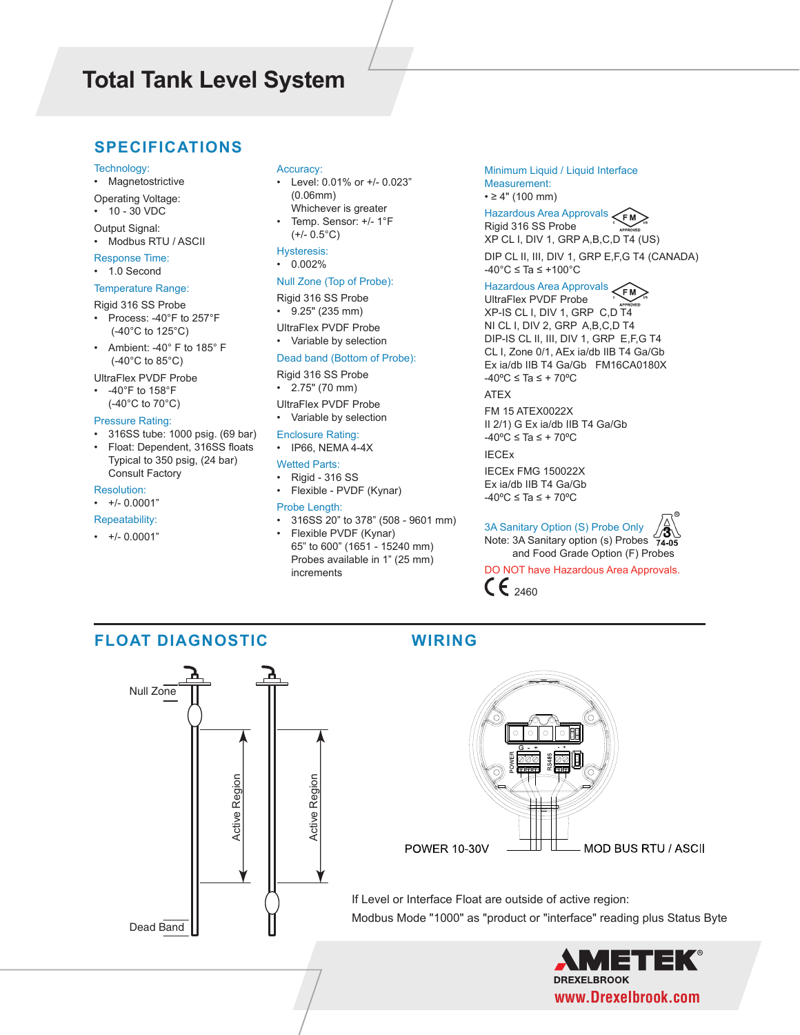# Total Tank Level System

## SPECIFICATIONS

Technology:
- Magnetostrictive

Operating Voltage:
- 10 - 30 VDC

Output Signal:
- Modbus RTU / ASCII

Response Time:
- 1.0 Second

Temperature Range:

Rigid 316 SS Probe
- Process: -40°F to 257°F (-40°C to 125°C)
- Ambient: -40° F to 185° F (-40°C to 85°C)

UltraFlex PVDF Probe
- -40°F to 158°F (-40°C to 70°C)

Pressure Rating:
- 316SS tube: 1000 psig. (69 bar)
- Float: Dependent, 316SS floats Typical to 350 psig, (24 bar) Consult Factory

Resolution:
- +/- 0.0001"

Repeatability:
- +/- 0.0001"

Accuracy:
- Level: 0.01% or +/- 0.023" (0.06mm) Whichever is greater
- Temp. Sensor: +/- 1°F (+/- 0.5°C)

Hysteresis:
- 0.002%

Null Zone (Top of Probe):

Rigid 316 SS Probe
- 9.25" (235 mm)

UltraFlex PVDF Probe
- Variable by selection

Dead band (Bottom of Probe):

Rigid 316 SS Probe
- 2.75" (70 mm)

UltraFlex PVDF Probe
- Variable by selection

Enclosure Rating:
- IP66, NEMA 4-4X

Wetted Parts:
- Rigid - 316 SS
- Flexible - PVDF (Kynar)

Probe Length:
- 316SS 20" to 378" (508 - 9601 mm)
- Flexible PVDF (Kynar) 65" to 600" (1651 - 15240 mm) Probes available in 1" (25 mm) increments

Minimum Liquid / Liquid Interface Measurement:
- ≥ 4" (100 mm)

Hazardous Area Approvals

Rigid 316 SS Probe

XP CL I, DIV 1, GRP A,B,C,D T4 (US)

DIP CL II, III, DIV 1, GRP E,F,G T4 (CANADA)

-40°C ≤ Ta ≤ +100°C

Hazardous Area Approvals

UltraFlex PVDF Probe

XP-IS CL I, DIV 1, GRP C,D T4

NI CL I, DIV 2, GRP A,B,C,D T4

DIP-IS CL II, III, DIV 1, GRP E,F,G T4

CL I, Zone 0/1, AEx ia/db IIB T4 Ga/Gb

Ex ia/db IIB T4 Ga/Gb FM16CA0180X

-40ºC ≤ Ta ≤ + 70ºC

ATEX

FM 15 ATEX0022X

II 2/1) G Ex ia/db IIB T4 Ga/Gb

-40ºC ≤ Ta ≤ + 70ºC

IECEx

IECEx FMG 150022X

Ex ia/db IIB T4 Ga/Gb

-40ºC ≤ Ta ≤ + 70ºC

3A Sanitary Option (S) Probe Only

Note: 3A Sanitary option (s) Probes and Food Grade Option (F) Probes

DO NOT have Hazardous Area Approvals.

CE 2460

## FLOAT DIAGNOSTIC

Null Zone

Active Region

Active Region

Dead Band

## WIRING

POWER 10-30V

MOD BUS RTU / ASCII

If Level or Interface Float are outside of active region:

Modbus Mode "1000" as "product or "interface" reading plus Status Byte

AMETEK DREXELBROOK

www.Drexelbrook.com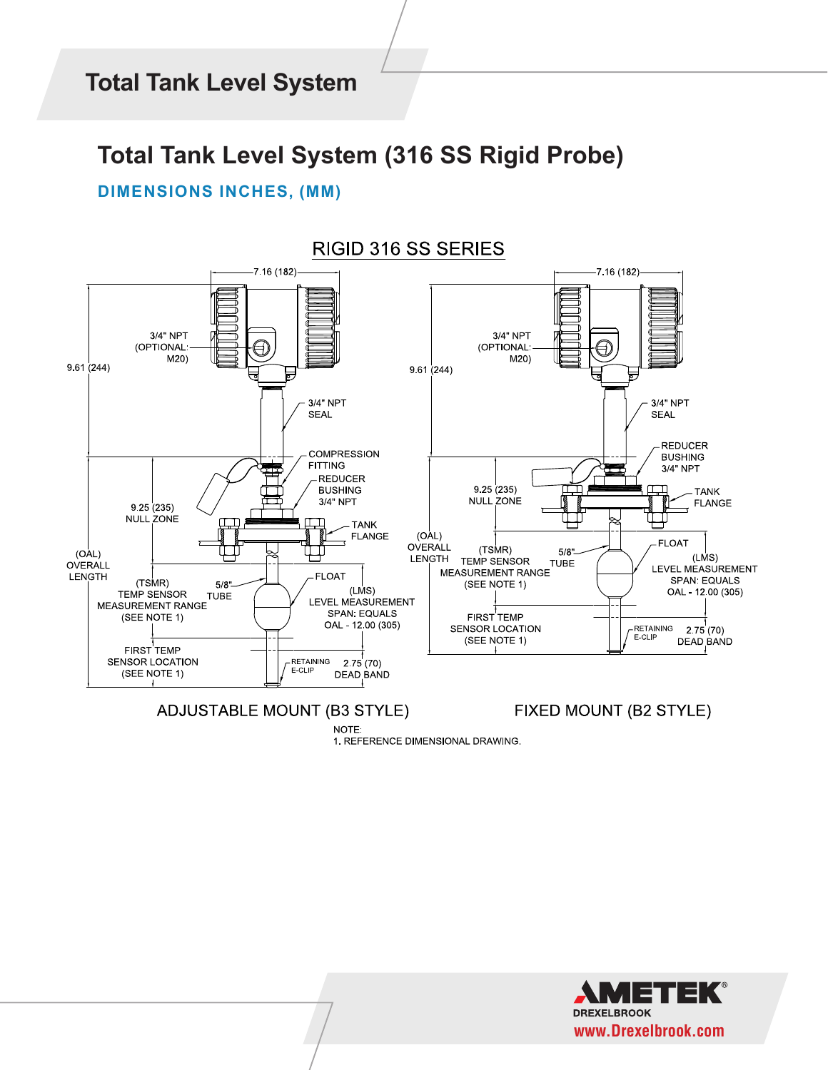# Total Tank Level System (316 SS Rigid Probe)

## DIMENSIONS INCHES, (MM)

RIGID 316 SS SERIES

7.16 (182)

3/4" NPT (OPTIONAL: M20)

9.61 (244)

3/4" NPT SEAL

COMPRESSION FITTING

REDUCER BUSHING 3/4" NPT

9.25 (235) NULL ZONE

TANK FLANGE

(OAL) OVERALL LENGTH

(TSMR) TEMP SENSOR MEASUREMENT RANGE (SEE NOTE 1)

5/8" TUBE

FLOAT

(LMS) LEVEL MEASUREMENT SPAN: EQUALS OAL - 12.00 (305)

FIRST TEMP SENSOR LOCATION (SEE NOTE 1)

RETAINING E-CLIP

2.75 (70) DEAD BAND

ADJUSTABLE MOUNT (B3 STYLE)

7.16 (182)

3/4" NPT (OPTIONAL: M20)

9.61 (244)

3/4" NPT SEAL

REDUCER BUSHING 3/4" NPT

9.25 (235) NULL ZONE

TANK FLANGE

(OAL) OVERALL LENGTH

(TSMR) TEMP SENSOR MEASUREMENT RANGE (SEE NOTE 1)

5/8" TUBE

FLOAT

(LMS) LEVEL MEASUREMENT SPAN: EQUALS OAL - 12.00 (305)

FIRST TEMP SENSOR LOCATION (SEE NOTE 1)

RETAINING E-CLIP

2.75 (70) DEAD BAND

FIXED MOUNT (B2 STYLE)

NOTE:
1. REFERENCE DIMENSIONAL DRAWING.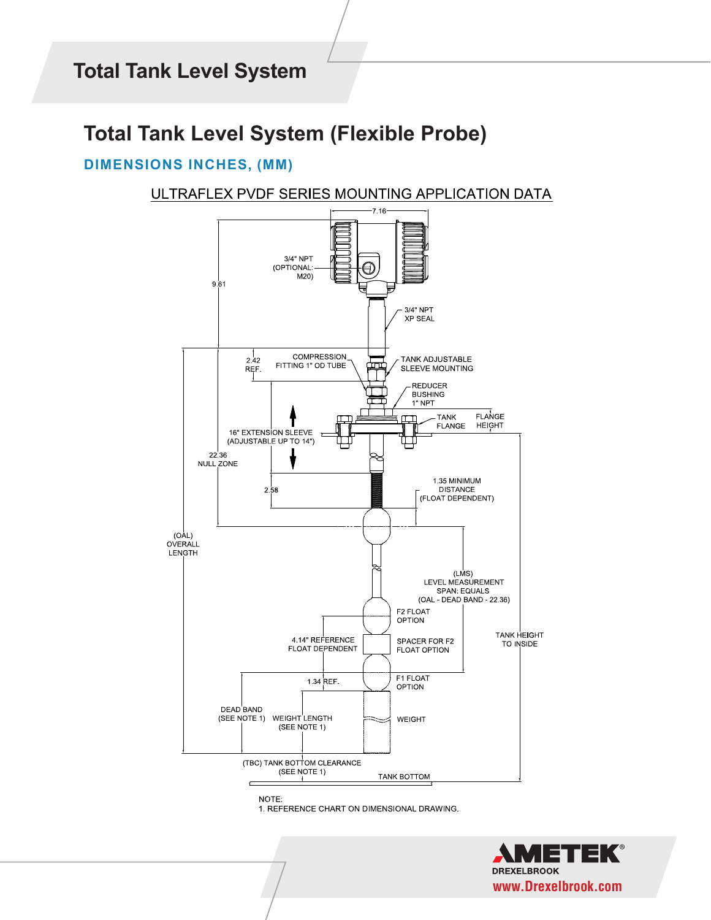# Total Tank Level System (Flexible Probe)

## DIMENSIONS INCHES, (MM)

ULTRAFLEX PVDF SERIES MOUNTING APPLICATION DATA

7.16

9.61

3/4" NPT (OPTIONAL: M20)

3/4" NPT XP SEAL

2.42 REF.

COMPRESSION FITTING 1" OD TUBE

TANK ADJUSTABLE SLEEVE MOUNTING

REDUCER BUSHING 1" NPT

TANK FLANGE

FLANGE HEIGHT

16" EXTENSION SLEEVE (ADJUSTABLE UP TO 14")

22.36 NULL ZONE

2.58

1.35 MINIMUM DISTANCE (FLOAT DEPENDENT)

(OAL) OVERALL LENGTH

(LMS) LEVEL MEASUREMENT SPAN: EQUALS (OAL - DEAD BAND - 22.36)

F2 FLOAT OPTION

4.14" REFERENCE FLOAT DEPENDENT

SPACER FOR F2 FLOAT OPTION

TANK HEIGHT TO INSIDE

1.34 REF.

F1 FLOAT OPTION

DEAD BAND (SEE NOTE 1)

WEIGHT LENGTH (SEE NOTE 1)

WEIGHT

(TBC) TANK BOTTOM CLEARANCE (SEE NOTE 1)

TANK BOTTOM

NOTE:
1. REFERENCE CHART ON DIMENSIONAL DRAWING.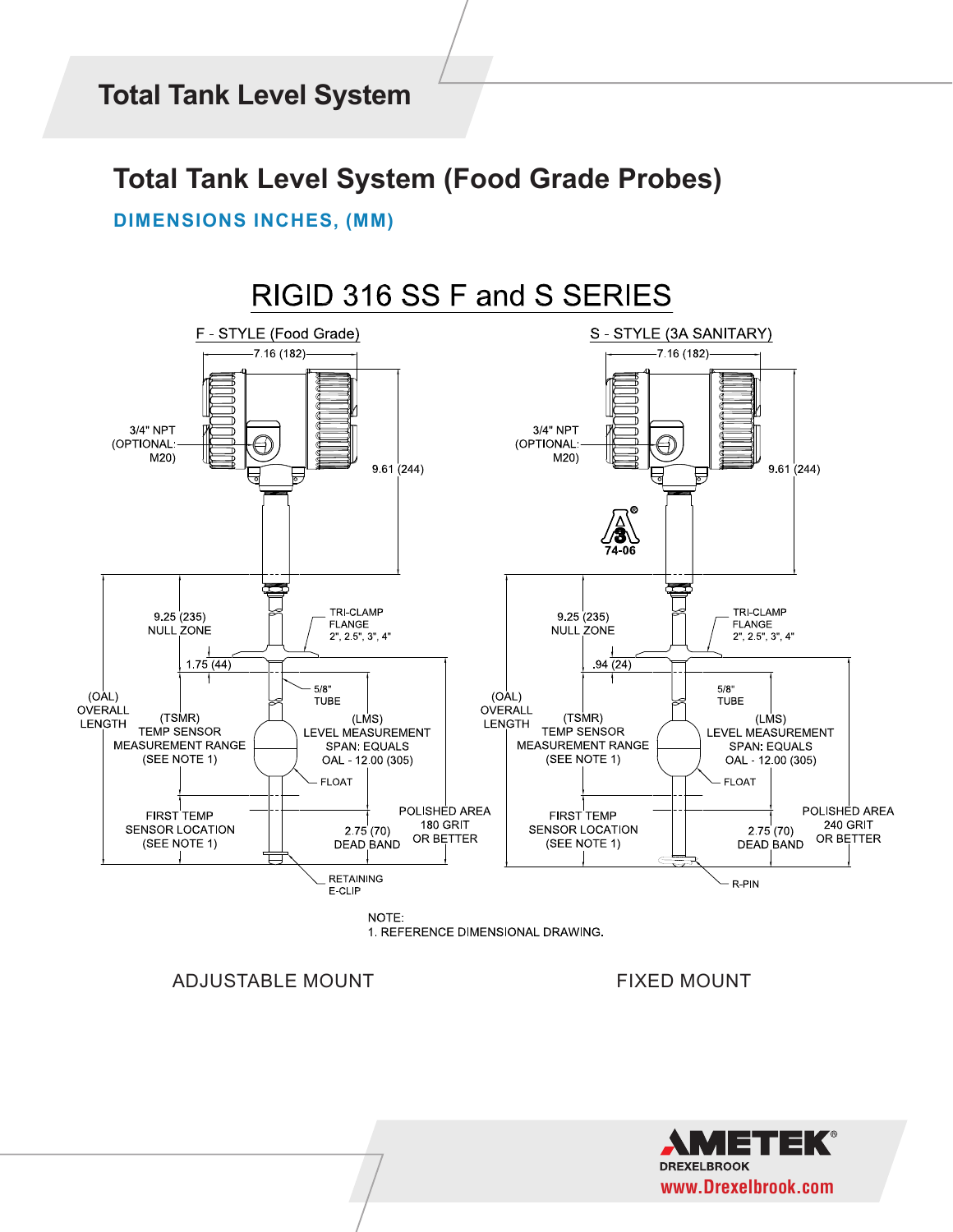# Total Tank Level System

## Total Tank Level System (Food Grade Probes)

**DIMENSIONS INCHES, (MM)**

### RIGID 316 SS F and S SERIES

**F - STYLE (Food Grade)**

- 7.16 (182)
- 3/4" NPT (OPTIONAL: M20)
- 9.61 (244)
- 9.25 (235) NULL ZONE
- TRI-CLAMP FLANGE 2", 2.5", 3", 4"
- 1.75 (44)
- 5/8" TUBE
- (OAL) OVERALL LENGTH
- (TSMR) TEMP SENSOR MEASUREMENT RANGE (SEE NOTE 1)
- (LMS) LEVEL MEASUREMENT SPAN: EQUALS OAL - 12.00 (305)
- FLOAT
- FIRST TEMP SENSOR LOCATION (SEE NOTE 1)
- 2.75 (70) DEAD BAND
- POLISHED AREA 180 GRIT OR BETTER
- RETAINING E-CLIP

ADJUSTABLE MOUNT

**S - STYLE (3A SANITARY)**

- 7.16 (182)
- 3/4" NPT (OPTIONAL: M20)
- 9.61 (244)
- 74-06
- 9.25 (235) NULL ZONE
- TRI-CLAMP FLANGE 2", 2.5", 3", 4"
- .94 (24)
- 5/8" TUBE
- (OAL) OVERALL LENGTH
- (TSMR) TEMP SENSOR MEASUREMENT RANGE (SEE NOTE 1)
- (LMS) LEVEL MEASUREMENT SPAN: EQUALS OAL - 12.00 (305)
- FLOAT
- FIRST TEMP SENSOR LOCATION (SEE NOTE 1)
- 2.75 (70) DEAD BAND
- POLISHED AREA 240 GRIT OR BETTER
- R-PIN

FIXED MOUNT

NOTE:
1. REFERENCE DIMENSIONAL DRAWING.

AMETEK DREXELBROOK
www.Drexelbrook.com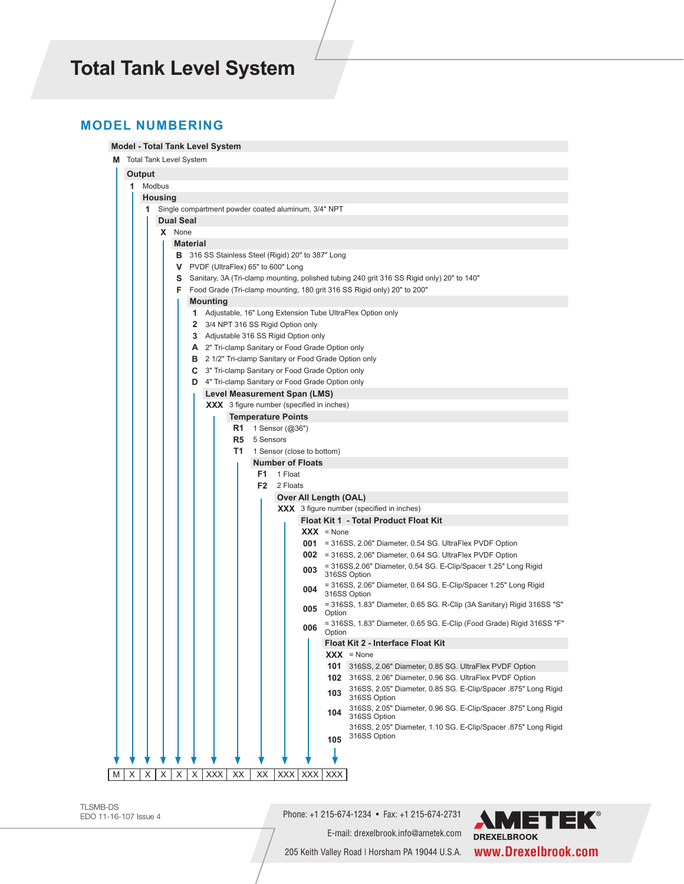# Total Tank Level System

## MODEL NUMBERING

**Model - Total Tank Level System**

**M** Total Tank Level System

**Output**

**1** Modbus

**Housing**

**1** Single compartment powder coated aluminum, 3/4" NPT

**Dual Seal**

**X** None

**Material**

**B** 316 SS Stainless Steel (Rigid) 20" to 387" Long

**V** PVDF (UltraFlex) 65" to 600" Long

**S** Sanitary, 3A (Tri-clamp mounting, polished tubing 240 grit 316 SS Rigid only) 20" to 140"

**F** Food Grade (Tri-clamp mounting, 180 grit 316 SS Rigid only) 20" to 200"

**Mounting**

**1** Adjustable, 16" Long Extension Tube UltraFlex Option only

**2** 3/4 NPT 316 SS Rigid Option only

**3** Adjustable 316 SS Rigid Option only

**A** 2" Tri-clamp Sanitary or Food Grade Option only

**B** 2 1/2" Tri-clamp Sanitary or Food Grade Option only

**C** 3" Tri-clamp Sanitary or Food Grade Option only

**D** 4" Tri-clamp Sanitary or Food Grade Option only

**Level Measurement Span (LMS)**

**XXX** 3 figure number (specified in inches)

**Temperature Points**

**R1** 1 Sensor (@36")

**R5** 5 Sensors

**T1** 1 Sensor (close to bottom)

**Number of Floats**

**F1** 1 Float

**F2** 2 Floats

**Over All Length (OAL)**

**XXX** 3 figure number (specified in inches)

**Float Kit 1 - Total Product Float Kit**

**XXX** = None

**001** = 316SS, 2.06" Diameter, 0.54 SG. UltraFlex PVDF Option

**002** = 316SS, 2.06" Diameter, 0.64 SG. UltraFlex PVDF Option

**003** = 316SS,2.06" Diameter, 0.54 SG. E-Clip/Spacer 1.25" Long Rigid 316SS Option

**004** = 316SS, 2.06" Diameter, 0.64 SG. E-Clip/Spacer 1.25" Long Rigid 316SS Option

**005** = 316SS, 1.83" Diameter, 0.65 SG. R-Clip (3A Sanitary) Rigid 316SS "S" Option

**006** = 316SS, 1.83" Diameter, 0.65 SG. E-Clip (Food Grade) Rigid 316SS "F" Option

**Float Kit 2 - Interface Float Kit**

**XXX** = None

**101** 316SS, 2.06" Diameter, 0.85 SG. UltraFlex PVDF Option

**102** 316SS, 2.06" Diameter, 0.96 SG. UltraFlex PVDF Option

**103** 316SS, 2.05" Diameter, 0.85 SG. E-Clip/Spacer .875" Long Rigid 316SS Option

**104** 316SS, 2.05" Diameter, 0.96 SG. E-Clip/Spacer .875" Long Rigid 316SS Option

**105** 316SS, 2.05" Diameter, 1.10 SG. E-Clip/Spacer .875" Long Rigid 316SS Option

| M | X | X | X | X | X | XXX | XX | XX | XXX | XXX | XXX |
|---|---|---|---|---|---|---|---|---|---|---|---|

TLSMB-DS
EDO 11-16-107 Issue 4

Phone: +1 215-674-1234 • Fax: +1 215-674-2731
E-mail: drexelbrook.info@ametek.com
205 Keith Valley Road I Horsham PA 19044 U.S.A.

AMETEK® DREXELBROOK
www.Drexelbrook.com